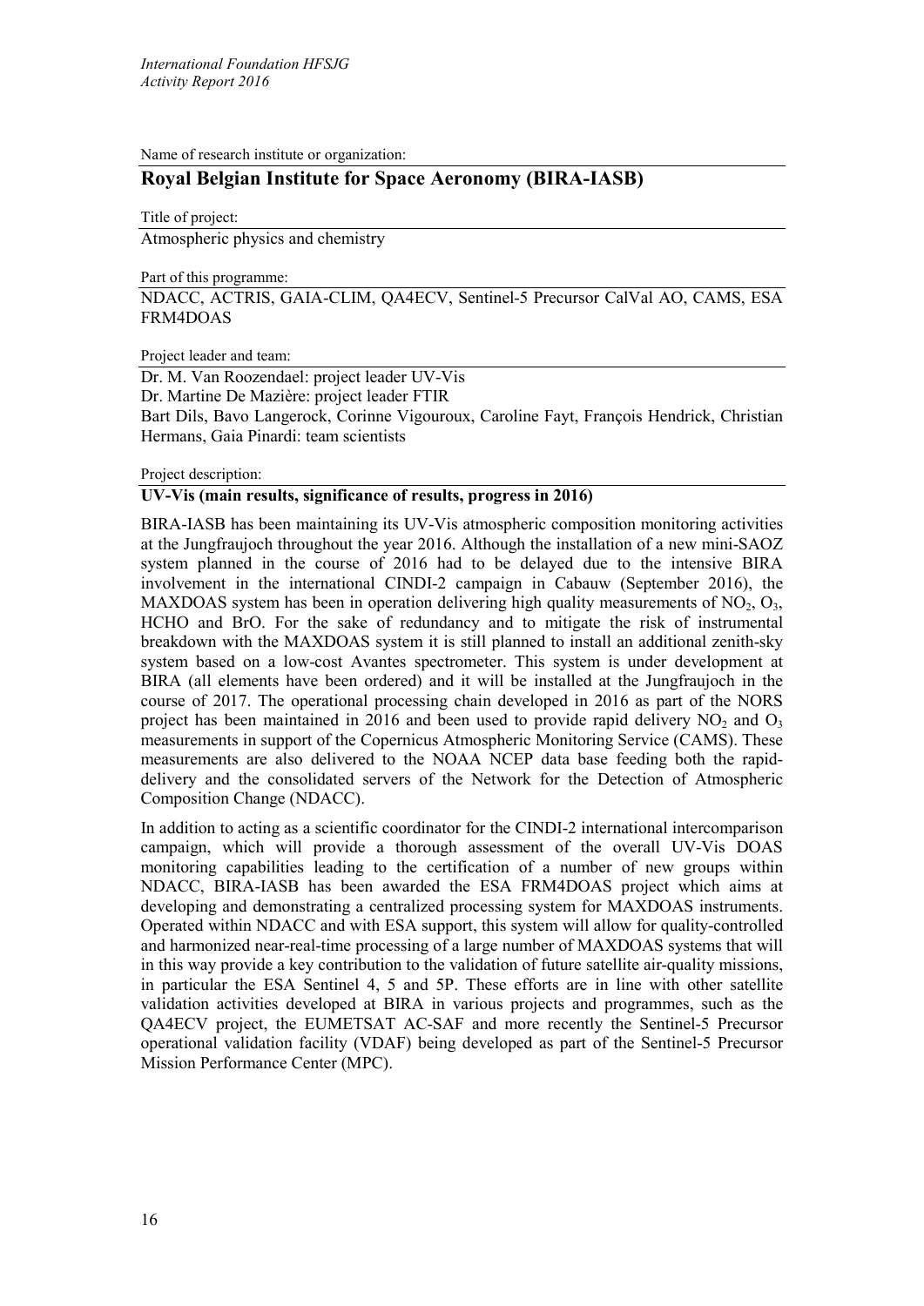Name of research institute or organization:

## Royal Belgian Institute for Space Aeronomy (BIRA-IASB)

Title of project:

Atmospheric physics and chemistry

Part of this programme:

NDACC, ACTRIS, GAIA-CLIM, QA4ECV, Sentinel-5 Precursor CalVal AO, CAMS, ESA FRM4DOAS

Project leader and team:

Dr. M. Van Roozendael: project leader UV-Vis
Dr. Martine De Mazière: project leader FTIR
Bart Dils, Bavo Langerock, Corinne Vigouroux, Caroline Fayt, François Hendrick, Christian Hermans, Gaia Pinardi: team scientists

Project description:

**UV-Vis (main results, significance of results, progress in 2016)**

BIRA-IASB has been maintaining its UV-Vis atmospheric composition monitoring activities at the Jungfraujoch throughout the year 2016. Although the installation of a new mini-SAOZ system planned in the course of 2016 had to be delayed due to the intensive BIRA involvement in the international CINDI-2 campaign in Cabauw (September 2016), the MAXDOAS system has been in operation delivering high quality measurements of $NO_2$, $O_3$, HCHO and BrO. For the sake of redundancy and to mitigate the risk of instrumental breakdown with the MAXDOAS system it is still planned to install an additional zenith-sky system based on a low-cost Avantes spectrometer. This system is under development at BIRA (all elements have been ordered) and it will be installed at the Jungfraujoch in the course of 2017. The operational processing chain developed in 2016 as part of the NORS project has been maintained in 2016 and been used to provide rapid delivery $NO_2$ and $O_3$ measurements in support of the Copernicus Atmospheric Monitoring Service (CAMS). These measurements are also delivered to the NOAA NCEP data base feeding both the rapid-delivery and the consolidated servers of the Network for the Detection of Atmospheric Composition Change (NDACC).

In addition to acting as a scientific coordinator for the CINDI-2 international intercomparison campaign, which will provide a thorough assessment of the overall UV-Vis DOAS monitoring capabilities leading to the certification of a number of new groups within NDACC, BIRA-IASB has been awarded the ESA FRM4DOAS project which aims at developing and demonstrating a centralized processing system for MAXDOAS instruments. Operated within NDACC and with ESA support, this system will allow for quality-controlled and harmonized near-real-time processing of a large number of MAXDOAS systems that will in this way provide a key contribution to the validation of future satellite air-quality missions, in particular the ESA Sentinel 4, 5 and 5P. These efforts are in line with other satellite validation activities developed at BIRA in various projects and programmes, such as the QA4ECV project, the EUMETSAT AC-SAF and more recently the Sentinel-5 Precursor operational validation facility (VDAF) being developed as part of the Sentinel-5 Precursor Mission Performance Center (MPC).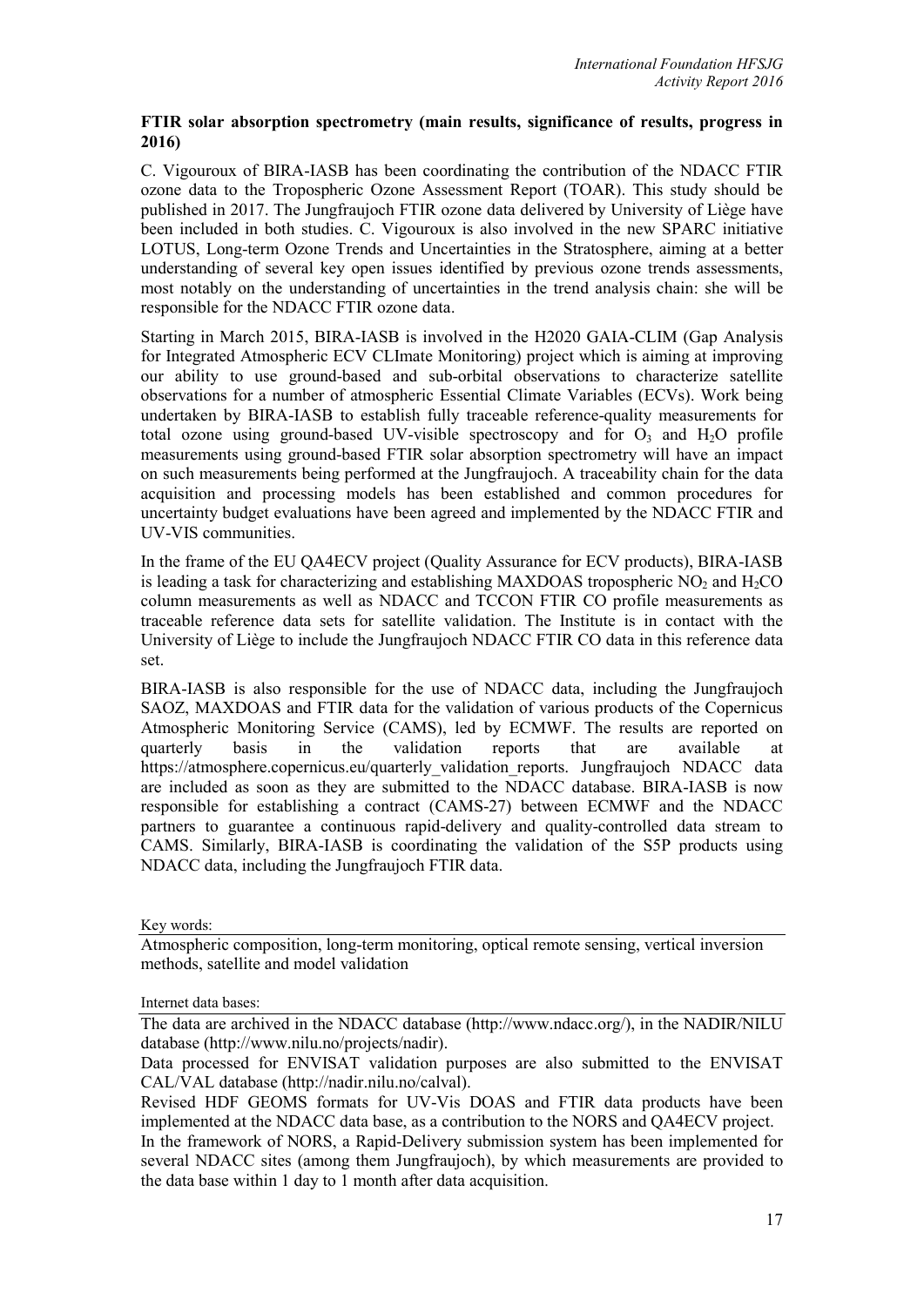**FTIR solar absorption spectrometry (main results, significance of results, progress in 2016)**

C. Vigouroux of BIRA-IASB has been coordinating the contribution of the NDACC FTIR ozone data to the Tropospheric Ozone Assessment Report (TOAR). This study should be published in 2017. The Jungfraujoch FTIR ozone data delivered by University of Liège have been included in both studies. C. Vigouroux is also involved in the new SPARC initiative LOTUS, Long-term Ozone Trends and Uncertainties in the Stratosphere, aiming at a better understanding of several key open issues identified by previous ozone trends assessments, most notably on the understanding of uncertainties in the trend analysis chain: she will be responsible for the NDACC FTIR ozone data.

Starting in March 2015, BIRA-IASB is involved in the H2020 GAIA-CLIM (Gap Analysis for Integrated Atmospheric ECV CLImate Monitoring) project which is aiming at improving our ability to use ground-based and sub-orbital observations to characterize satellite observations for a number of atmospheric Essential Climate Variables (ECVs). Work being undertaken by BIRA-IASB to establish fully traceable reference-quality measurements for total ozone using ground-based UV-visible spectroscopy and for $O_3$ and $H_2O$ profile measurements using ground-based FTIR solar absorption spectrometry will have an impact on such measurements being performed at the Jungfraujoch. A traceability chain for the data acquisition and processing models has been established and common procedures for uncertainty budget evaluations have been agreed and implemented by the NDACC FTIR and UV-VIS communities.

In the frame of the EU QA4ECV project (Quality Assurance for ECV products), BIRA-IASB is leading a task for characterizing and establishing MAXDOAS tropospheric $NO_2$ and $H_2CO$ column measurements as well as NDACC and TCCON FTIR CO profile measurements as traceable reference data sets for satellite validation. The Institute is in contact with the University of Liège to include the Jungfraujoch NDACC FTIR CO data in this reference data set.

BIRA-IASB is also responsible for the use of NDACC data, including the Jungfraujoch SAOZ, MAXDOAS and FTIR data for the validation of various products of the Copernicus Atmospheric Monitoring Service (CAMS), led by ECMWF. The results are reported on quarterly basis in the validation reports that are available at https://atmosphere.copernicus.eu/quarterly_validation_reports. Jungfraujoch NDACC data are included as soon as they are submitted to the NDACC database. BIRA-IASB is now responsible for establishing a contract (CAMS-27) between ECMWF and the NDACC partners to guarantee a continuous rapid-delivery and quality-controlled data stream to CAMS. Similarly, BIRA-IASB is coordinating the validation of the S5P products using NDACC data, including the Jungfraujoch FTIR data.

Key words:

Atmospheric composition, long-term monitoring, optical remote sensing, vertical inversion methods, satellite and model validation

Internet data bases:

The data are archived in the NDACC database (http://www.ndacc.org/), in the NADIR/NILU database (http://www.nilu.no/projects/nadir).

Data processed for ENVISAT validation purposes are also submitted to the ENVISAT CAL/VAL database (http://nadir.nilu.no/calval).

Revised HDF GEOMS formats for UV-Vis DOAS and FTIR data products have been implemented at the NDACC data base, as a contribution to the NORS and QA4ECV project.

In the framework of NORS, a Rapid-Delivery submission system has been implemented for several NDACC sites (among them Jungfraujoch), by which measurements are provided to the data base within 1 day to 1 month after data acquisition.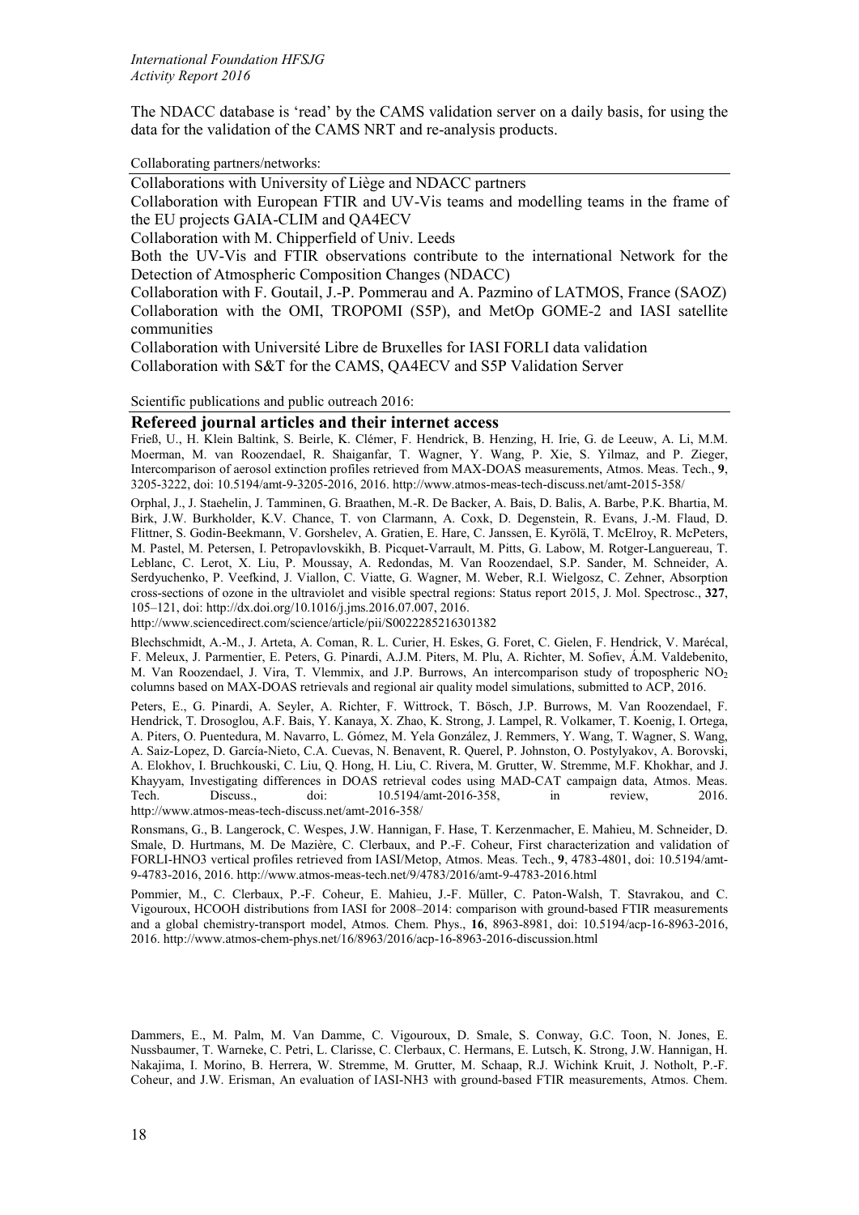The NDACC database is 'read' by the CAMS validation server on a daily basis, for using the data for the validation of the CAMS NRT and re-analysis products.

Collaborating partners/networks:

Collaborations with University of Liège and NDACC partners

Collaboration with European FTIR and UV-Vis teams and modelling teams in the frame of the EU projects GAIA-CLIM and QA4ECV

Collaboration with M. Chipperfield of Univ. Leeds

Both the UV-Vis and FTIR observations contribute to the international Network for the Detection of Atmospheric Composition Changes (NDACC)

Collaboration with F. Goutail, J.-P. Pommereau and A. Pazmino of LATMOS, France (SAOZ)

Collaboration with the OMI, TROPOMI (S5P), and MetOp GOME-2 and IASI satellite communities

Collaboration with Université Libre de Bruxelles for IASI FORLI data validation

Collaboration with S&T for the CAMS, QA4ECV and S5P Validation Server

Scientific publications and public outreach 2016:

## Refereed journal articles and their internet access

Frieß, U., H. Klein Baltink, S. Beirle, K. Clémer, F. Hendrick, B. Henzing, H. Irie, G. de Leeuw, A. Li, M.M. Moerman, M. van Roozendael, R. Shaiganfar, T. Wagner, Y. Wang, P. Xie, S. Yilmaz, and P. Zieger, Intercomparison of aerosol extinction profiles retrieved from MAX-DOAS measurements, Atmos. Meas. Tech., **9**, 3205-3222, doi: 10.5194/amt-9-3205-2016, 2016. http://www.atmos-meas-tech-discuss.net/amt-2015-358/

Orphal, J., J. Staehelin, J. Tamminen, G. Braathen, M.-R. De Backer, A. Bais, D. Balis, A. Barbe, P.K. Bhartia, M. Birk, J.W. Burkholder, K.V. Chance, T. von Clarmann, A. Coxk, D. Degenstein, R. Evans, J.-M. Flaud, D. Flittner, S. Godin-Beekmann, V. Gorshelev, A. Gratien, E. Hare, C. Janssen, E. Kyrölä, T. McElroy, R. McPeters, M. Pastel, M. Petersen, I. Petropavlovskikh, B. Picquet-Varrault, M. Pitts, G. Labow, M. Rotger-Languereau, T. Leblanc, C. Lerot, X. Liu, P. Moussay, A. Redondas, M. Van Roozendael, S.P. Sander, M. Schneider, A. Serdyuchenko, P. Veefkind, J. Viallon, C. Viatte, G. Wagner, M. Weber, R.I. Wielgosz, C. Zehner, Absorption cross-sections of ozone in the ultraviolet and visible spectral regions: Status report 2015, J. Mol. Spectrosc., **327**, 105–121, doi: http://dx.doi.org/10.1016/j.jms.2016.07.007, 2016.
http://www.sciencedirect.com/science/article/pii/S0022285216301382

Blechschmidt, A.-M., J. Arteta, A. Coman, R. L. Curier, H. Eskes, G. Foret, C. Gielen, F. Hendrick, V. Marécal, F. Meleux, J. Parmentier, E. Peters, G. Pinardi, A.J.M. Piters, M. Plu, A. Richter, M. Sofiev, Á.M. Valdebenito, M. Van Roozendael, J. Vira, T. Vlemmix, and J.P. Burrows, An intercomparison study of tropospheric $NO_2$ columns based on MAX-DOAS retrievals and regional air quality model simulations, submitted to ACP, 2016.

Peters, E., G. Pinardi, A. Seyler, A. Richter, F. Wittrock, T. Bösch, J.P. Burrows, M. Van Roozendael, F. Hendrick, T. Drosoglou, A.F. Bais, Y. Kanaya, X. Zhao, K. Strong, J. Lampel, R. Volkamer, T. Koenig, I. Ortega, A. Piters, O. Puentedura, M. Navarro, L. Gómez, M. Yela González, J. Remmers, Y. Wang, T. Wagner, S. Wang, A. Saiz-Lopez, D. García-Nieto, C.A. Cuevas, N. Benavent, R. Querel, P. Johnston, O. Postylyakov, A. Borovski, A. Elokhov, I. Bruchkouski, C. Liu, Q. Hong, H. Liu, C. Rivera, M. Grutter, W. Stremme, M.F. Khokhar, and J. Khayyam, Investigating differences in DOAS retrieval codes using MAD-CAT campaign data, Atmos. Meas. Tech. Discuss., doi: 10.5194/amt-2016-358, in review, 2016. http://www.atmos-meas-tech-discuss.net/amt-2016-358/

Ronsmans, G., B. Langerock, C. Wespes, J.W. Hannigan, F. Hase, T. Kerzenmacher, E. Mahieu, M. Schneider, D. Smale, D. Hurtmans, M. De Mazière, C. Clerbaux, and P.-F. Coheur, First characterization and validation of FORLI-HNO3 vertical profiles retrieved from IASI/Metop, Atmos. Meas. Tech., **9**, 4783-4801, doi: 10.5194/amt-9-4783-2016, 2016. http://www.atmos-meas-tech.net/9/4783/2016/amt-9-4783-2016.html

Pommier, M., C. Clerbaux, P.-F. Coheur, E. Mahieu, J.-F. Müller, C. Paton-Walsh, T. Stavrakou, and C. Vigouroux, HCOOH distributions from IASI for 2008–2014: comparison with ground-based FTIR measurements and a global chemistry-transport model, Atmos. Chem. Phys., **16**, 8963-8981, doi: 10.5194/acp-16-8963-2016, 2016. http://www.atmos-chem-phys.net/16/8963/2016/acp-16-8963-2016-discussion.html

Dammers, E., M. Palm, M. Van Damme, C. Vigouroux, D. Smale, S. Conway, G.C. Toon, N. Jones, E. Nussbaumer, T. Warneke, C. Petri, L. Clarisse, C. Clerbaux, C. Hermans, E. Lutsch, K. Strong, J.W. Hannigan, H. Nakajima, I. Morino, B. Herrera, W. Stremme, M. Grutter, M. Schaap, R.J. Wichink Kruit, J. Notholt, P.-F. Coheur, and J.W. Erisman, An evaluation of IASI-NH3 with ground-based FTIR measurements, Atmos. Chem.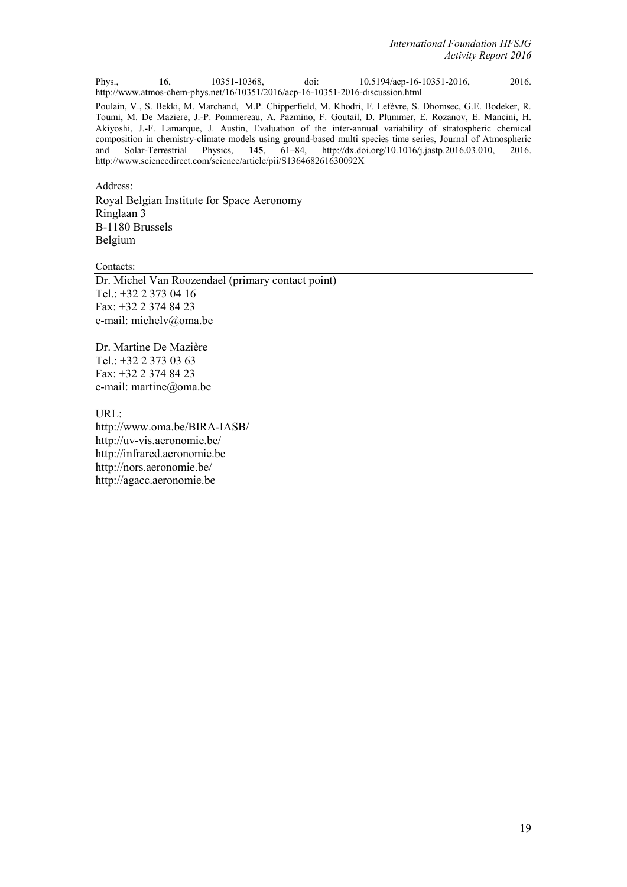Phys., **16**, 10351-10368, doi: 10.5194/acp-16-10351-2016, 2016. http://www.atmos-chem-phys.net/16/10351/2016/acp-16-10351-2016-discussion.html

Poulain, V., S. Bekki, M. Marchand, M.P. Chipperfield, M. Khodri, F. Lefèvre, S. Dhomsec, G.E. Bodeker, R. Toumi, M. De Maziere, J.-P. Pommereau, A. Pazmino, F. Goutail, D. Plummer, E. Rozanov, E. Mancini, H. Akiyoshi, J.-F. Lamarque, J. Austin, Evaluation of the inter-annual variability of stratospheric chemical composition in chemistry-climate models using ground-based multi species time series, Journal of Atmospheric and Solar-Terrestrial Physics, **145**, 61–84, http://dx.doi.org/10.1016/j.jastp.2016.03.010, 2016. http://www.sciencedirect.com/science/article/pii/S136468261630092X

Address:

Royal Belgian Institute for Space Aeronomy
Ringlaan 3
B-1180 Brussels
Belgium

Contacts:

Dr. Michel Van Roozendael (primary contact point)
Tel.: +32 2 373 04 16
Fax: +32 2 374 84 23
e-mail: michelv@oma.be

Dr. Martine De Mazière
Tel.: +32 2 373 03 63
Fax: +32 2 374 84 23
e-mail: martine@oma.be

URL:
http://www.oma.be/BIRA-IASB/
http://uv-vis.aeronomie.be/
http://infrared.aeronomie.be
http://nors.aeronomie.be/
http://agacc.aeronomie.be